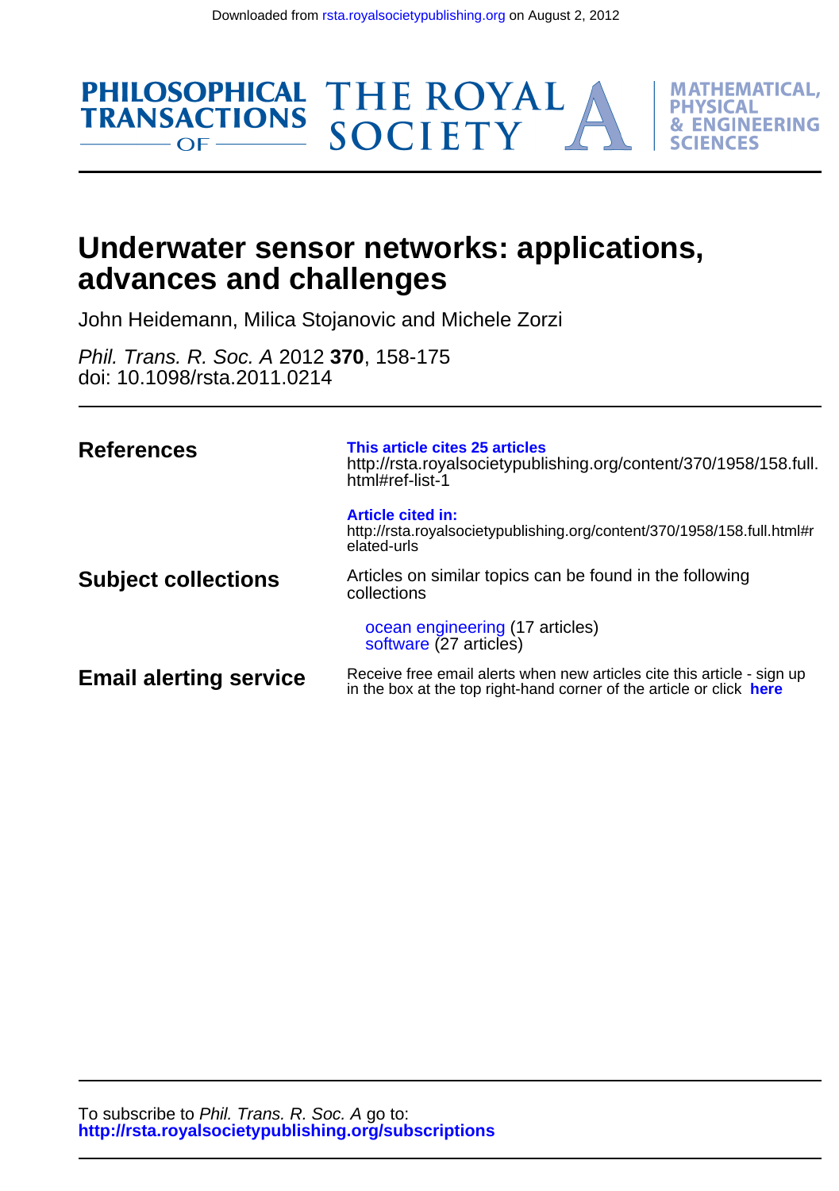# Underwater sensor networks: applications, advances and challenges

John Heidemann, Milica Stojanovic and Michele Zorzi

*Phil. Trans. R. Soc. A* 2012 **370**, 158-175
doi: 10.1098/rsta.2011.0214

| | |
|---|---|
| **References** | **This article cites 25 articles** http://rsta.royalsocietypublishing.org/content/370/1958/158.full.html#ref-list-1 |
| | **Article cited in:** http://rsta.royalsocietypublishing.org/content/370/1958/158.full.html#related-urls |
| **Subject collections** | Articles on similar topics can be found in the following collections |
| | ocean engineering (17 articles) software (27 articles) |
| **Email alerting service** | Receive free email alerts when new articles cite this article - sign up in the box at the top right-hand corner of the article or click **here** |

To subscribe to *Phil. Trans. R. Soc. A* go to:
**http://rsta.royalsocietypublishing.org/subscriptions**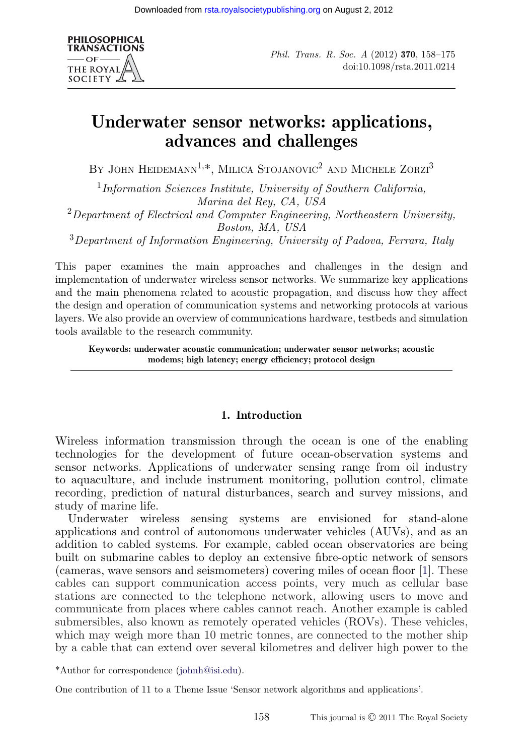# Underwater sensor networks: applications, advances and challenges

By John Heidemann[1,*], Milica Stojanovic[2] and Michele Zorzi[3]

[1] *Information Sciences Institute, University of Southern California, Marina del Rey, CA, USA*

[2] *Department of Electrical and Computer Engineering, Northeastern University, Boston, MA, USA*

[3] *Department of Information Engineering, University of Padova, Ferrara, Italy*

This paper examines the main approaches and challenges in the design and implementation of underwater wireless sensor networks. We summarize key applications and the main phenomena related to acoustic propagation, and discuss how they affect the design and operation of communication systems and networking protocols at various layers. We also provide an overview of communications hardware, testbeds and simulation tools available to the research community.

**Keywords: underwater acoustic communication; underwater sensor networks; acoustic modems; high latency; energy efficiency; protocol design**

## 1. Introduction

Wireless information transmission through the ocean is one of the enabling technologies for the development of future ocean-observation systems and sensor networks. Applications of underwater sensing range from oil industry to aquaculture, and include instrument monitoring, pollution control, climate recording, prediction of natural disturbances, search and survey missions, and study of marine life.

Underwater wireless sensing systems are envisioned for stand-alone applications and control of autonomous underwater vehicles (AUVs), and as an addition to cabled systems. For example, cabled ocean observatories are being built on submarine cables to deploy an extensive fibre-optic network of sensors (cameras, wave sensors and seismometers) covering miles of ocean floor [1]. These cables can support communication access points, very much as cellular base stations are connected to the telephone network, allowing users to move and communicate from places where cables cannot reach. Another example is cabled submersibles, also known as remotely operated vehicles (ROVs). These vehicles, which may weigh more than 10 metric tonnes, are connected to the mother ship by a cable that can extend over several kilometres and deliver high power to the

*Author for correspondence (johnh@isi.edu).

One contribution of 11 to a Theme Issue 'Sensor network algorithms and applications'.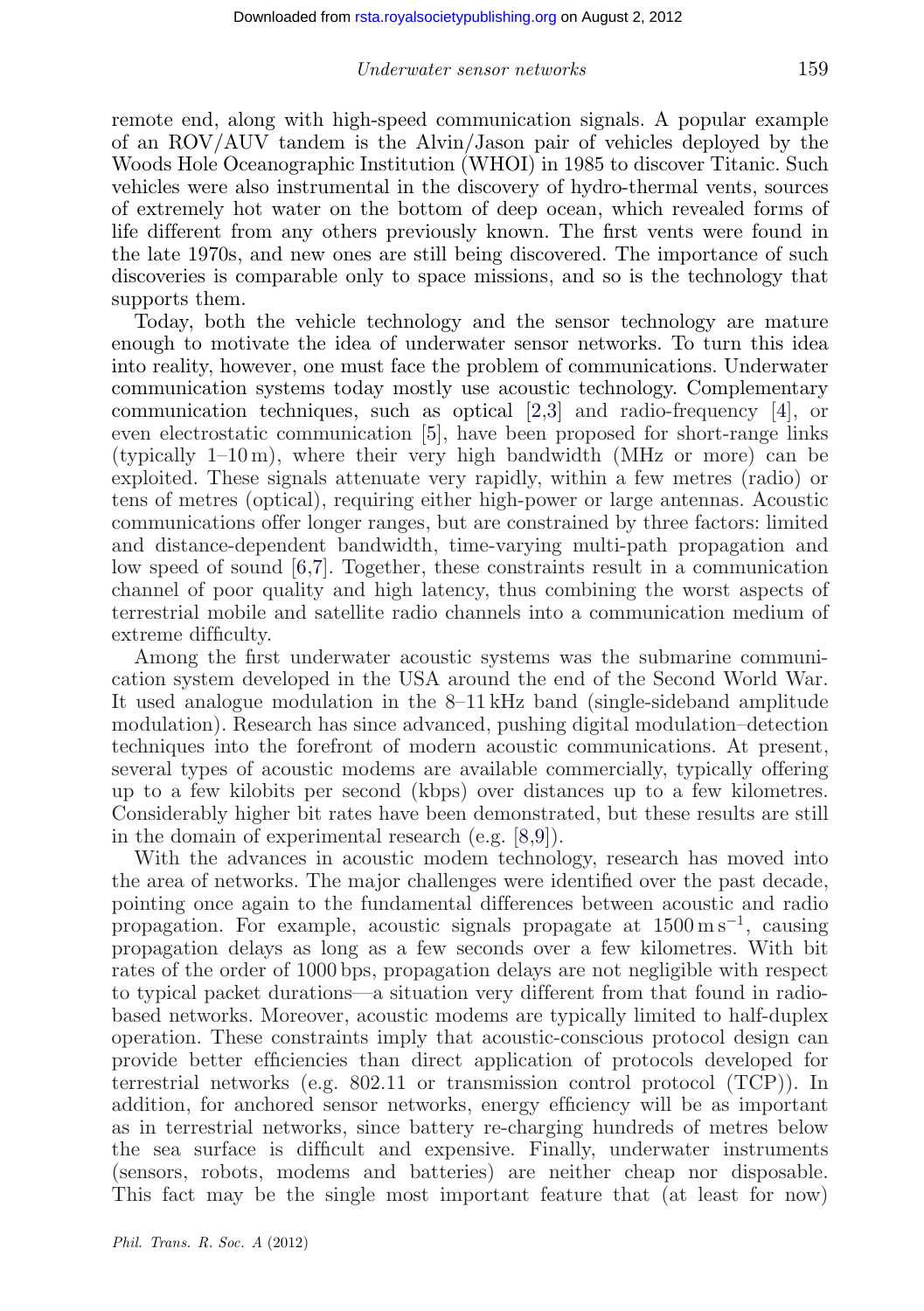remote end, along with high-speed communication signals. A popular example of an ROV/AUV tandem is the Alvin/Jason pair of vehicles deployed by the Woods Hole Oceanographic Institution (WHOI) in 1985 to discover Titanic. Such vehicles were also instrumental in the discovery of hydro-thermal vents, sources of extremely hot water on the bottom of deep ocean, which revealed forms of life different from any others previously known. The first vents were found in the late 1970s, and new ones are still being discovered. The importance of such discoveries is comparable only to space missions, and so is the technology that supports them.

Today, both the vehicle technology and the sensor technology are mature enough to motivate the idea of underwater sensor networks. To turn this idea into reality, however, one must face the problem of communications. Underwater communication systems today mostly use acoustic technology. Complementary communication techniques, such as optical [2,3] and radio-frequency [4], or even electrostatic communication [5], have been proposed for short-range links (typically 1–10 m), where their very high bandwidth (MHz or more) can be exploited. These signals attenuate very rapidly, within a few metres (radio) or tens of metres (optical), requiring either high-power or large antennas. Acoustic communications offer longer ranges, but are constrained by three factors: limited and distance-dependent bandwidth, time-varying multi-path propagation and low speed of sound [6,7]. Together, these constraints result in a communication channel of poor quality and high latency, thus combining the worst aspects of terrestrial mobile and satellite radio channels into a communication medium of extreme difficulty.

Among the first underwater acoustic systems was the submarine communication system developed in the USA around the end of the Second World War. It used analogue modulation in the 8–11 kHz band (single-sideband amplitude modulation). Research has since advanced, pushing digital modulation–detection techniques into the forefront of modern acoustic communications. At present, several types of acoustic modems are available commercially, typically offering up to a few kilobits per second (kbps) over distances up to a few kilometres. Considerably higher bit rates have been demonstrated, but these results are still in the domain of experimental research (e.g. [8,9]).

With the advances in acoustic modem technology, research has moved into the area of networks. The major challenges were identified over the past decade, pointing once again to the fundamental differences between acoustic and radio propagation. For example, acoustic signals propagate at $1500\,\mathrm{m\,s^{-1}}$, causing propagation delays as long as a few seconds over a few kilometres. With bit rates of the order of 1000 bps, propagation delays are not negligible with respect to typical packet durations—a situation very different from that found in radio-based networks. Moreover, acoustic modems are typically limited to half-duplex operation. These constraints imply that acoustic-conscious protocol design can provide better efficiencies than direct application of protocols developed for terrestrial networks (e.g. 802.11 or transmission control protocol (TCP)). In addition, for anchored sensor networks, energy efficiency will be as important as in terrestrial networks, since battery re-charging hundreds of metres below the sea surface is difficult and expensive. Finally, underwater instruments (sensors, robots, modems and batteries) are neither cheap nor disposable. This fact may be the single most important feature that (at least for now)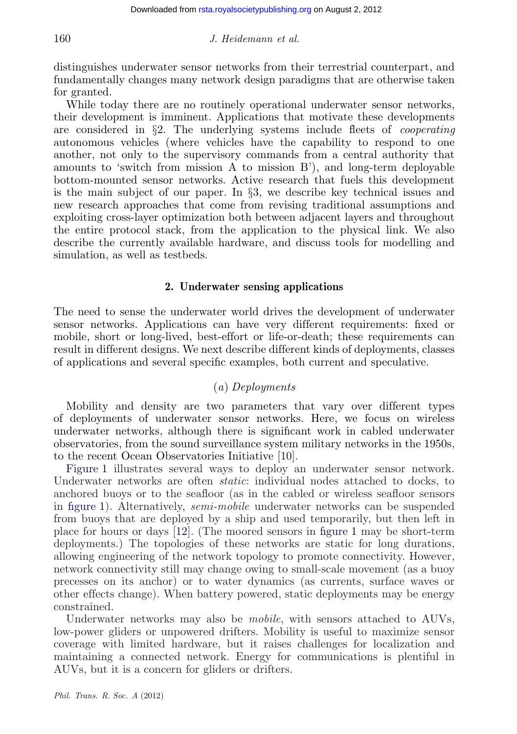distinguishes underwater sensor networks from their terrestrial counterpart, and fundamentally changes many network design paradigms that are otherwise taken for granted.

While today there are no routinely operational underwater sensor networks, their development is imminent. Applications that motivate these developments are considered in §2. The underlying systems include fleets of *cooperating* autonomous vehicles (where vehicles have the capability to respond to one another, not only to the supervisory commands from a central authority that amounts to 'switch from mission A to mission B'), and long-term deployable bottom-mounted sensor networks. Active research that fuels this development is the main subject of our paper. In §3, we describe key technical issues and new research approaches that come from revising traditional assumptions and exploiting cross-layer optimization both between adjacent layers and throughout the entire protocol stack, from the application to the physical link. We also describe the currently available hardware, and discuss tools for modelling and simulation, as well as testbeds.

## 2. Underwater sensing applications

The need to sense the underwater world drives the development of underwater sensor networks. Applications can have very different requirements: fixed or mobile, short or long-lived, best-effort or life-or-death; these requirements can result in different designs. We next describe different kinds of deployments, classes of applications and several specific examples, both current and speculative.

### (*a*) *Deployments*

Mobility and density are two parameters that vary over different types of deployments of underwater sensor networks. Here, we focus on wireless underwater networks, although there is significant work in cabled underwater observatories, from the sound surveillance system military networks in the 1950s, to the recent Ocean Observatories Initiative [10].

Figure 1 illustrates several ways to deploy an underwater sensor network. Underwater networks are often *static*: individual nodes attached to docks, to anchored buoys or to the seafloor (as in the cabled or wireless seafloor sensors in figure 1). Alternatively, *semi-mobile* underwater networks can be suspended from buoys that are deployed by a ship and used temporarily, but then left in place for hours or days [12]. (The moored sensors in figure 1 may be short-term deployments.) The topologies of these networks are static for long durations, allowing engineering of the network topology to promote connectivity. However, network connectivity still may change owing to small-scale movement (as a buoy precesses on its anchor) or to water dynamics (as currents, surface waves or other effects change). When battery powered, static deployments may be energy constrained.

Underwater networks may also be *mobile*, with sensors attached to AUVs, low-power gliders or unpowered drifters. Mobility is useful to maximize sensor coverage with limited hardware, but it raises challenges for localization and maintaining a connected network. Energy for communications is plentiful in AUVs, but it is a concern for gliders or drifters.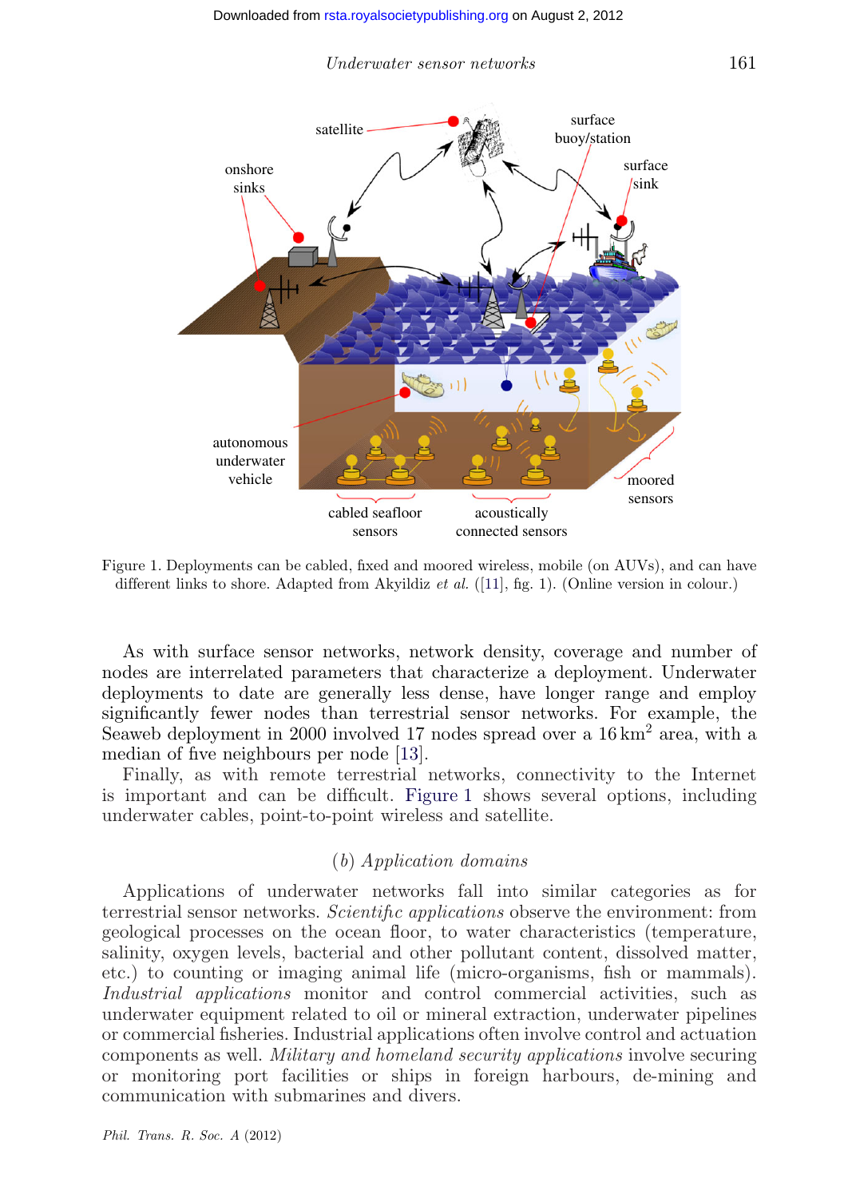Figure 1. Deployments can be cabled, fixed and moored wireless, mobile (on AUVs), and can have different links to shore. Adapted from Akyildiz *et al.* ([11], fig. 1). (Online version in colour.)

As with surface sensor networks, network density, coverage and number of nodes are interrelated parameters that characterize a deployment. Underwater deployments to date are generally less dense, have longer range and employ significantly fewer nodes than terrestrial sensor networks. For example, the Seaweb deployment in 2000 involved 17 nodes spread over a 16 km$^2$ area, with a median of five neighbours per node [13].

Finally, as with remote terrestrial networks, connectivity to the Internet is important and can be difficult. Figure 1 shows several options, including underwater cables, point-to-point wireless and satellite.

### (*b*) *Application domains*

Applications of underwater networks fall into similar categories as for terrestrial sensor networks. *Scientific applications* observe the environment: from geological processes on the ocean floor, to water characteristics (temperature, salinity, oxygen levels, bacterial and other pollutant content, dissolved matter, etc.) to counting or imaging animal life (micro-organisms, fish or mammals). *Industrial applications* monitor and control commercial activities, such as underwater equipment related to oil or mineral extraction, underwater pipelines or commercial fisheries. Industrial applications often involve control and actuation components as well. *Military and homeland security applications* involve securing or monitoring port facilities or ships in foreign harbours, de-mining and communication with submarines and divers.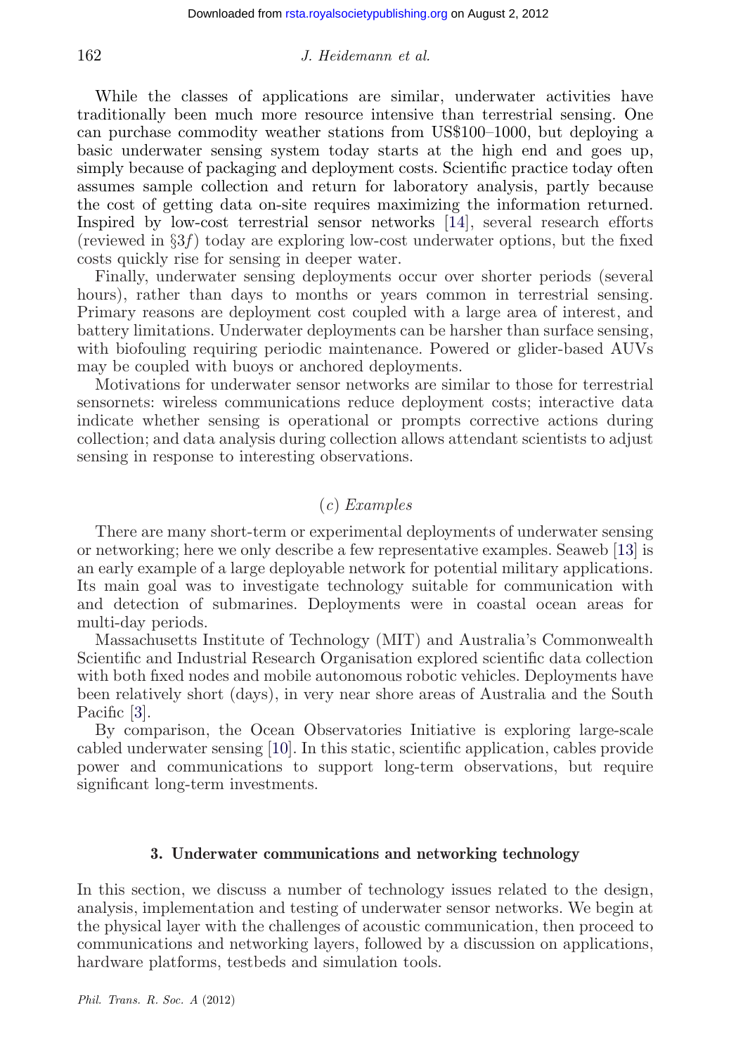While the classes of applications are similar, underwater activities have traditionally been much more resource intensive than terrestrial sensing. One can purchase commodity weather stations from US$100–1000, but deploying a basic underwater sensing system today starts at the high end and goes up, simply because of packaging and deployment costs. Scientific practice today often assumes sample collection and return for laboratory analysis, partly because the cost of getting data on-site requires maximizing the information returned. Inspired by low-cost terrestrial sensor networks [14], several research efforts (reviewed in §3*f*) today are exploring low-cost underwater options, but the fixed costs quickly rise for sensing in deeper water.

Finally, underwater sensing deployments occur over shorter periods (several hours), rather than days to months or years common in terrestrial sensing. Primary reasons are deployment cost coupled with a large area of interest, and battery limitations. Underwater deployments can be harsher than surface sensing, with biofouling requiring periodic maintenance. Powered or glider-based AUVs may be coupled with buoys or anchored deployments.

Motivations for underwater sensor networks are similar to those for terrestrial sensornets: wireless communications reduce deployment costs; interactive data indicate whether sensing is operational or prompts corrective actions during collection; and data analysis during collection allows attendant scientists to adjust sensing in response to interesting observations.

### (*c*) *Examples*

There are many short-term or experimental deployments of underwater sensing or networking; here we only describe a few representative examples. Seaweb [13] is an early example of a large deployable network for potential military applications. Its main goal was to investigate technology suitable for communication with and detection of submarines. Deployments were in coastal ocean areas for multi-day periods.

Massachusetts Institute of Technology (MIT) and Australia's Commonwealth Scientific and Industrial Research Organisation explored scientific data collection with both fixed nodes and mobile autonomous robotic vehicles. Deployments have been relatively short (days), in very near shore areas of Australia and the South Pacific [3].

By comparison, the Ocean Observatories Initiative is exploring large-scale cabled underwater sensing [10]. In this static, scientific application, cables provide power and communications to support long-term observations, but require significant long-term investments.

## 3. Underwater communications and networking technology

In this section, we discuss a number of technology issues related to the design, analysis, implementation and testing of underwater sensor networks. We begin at the physical layer with the challenges of acoustic communication, then proceed to communications and networking layers, followed by a discussion on applications, hardware platforms, testbeds and simulation tools.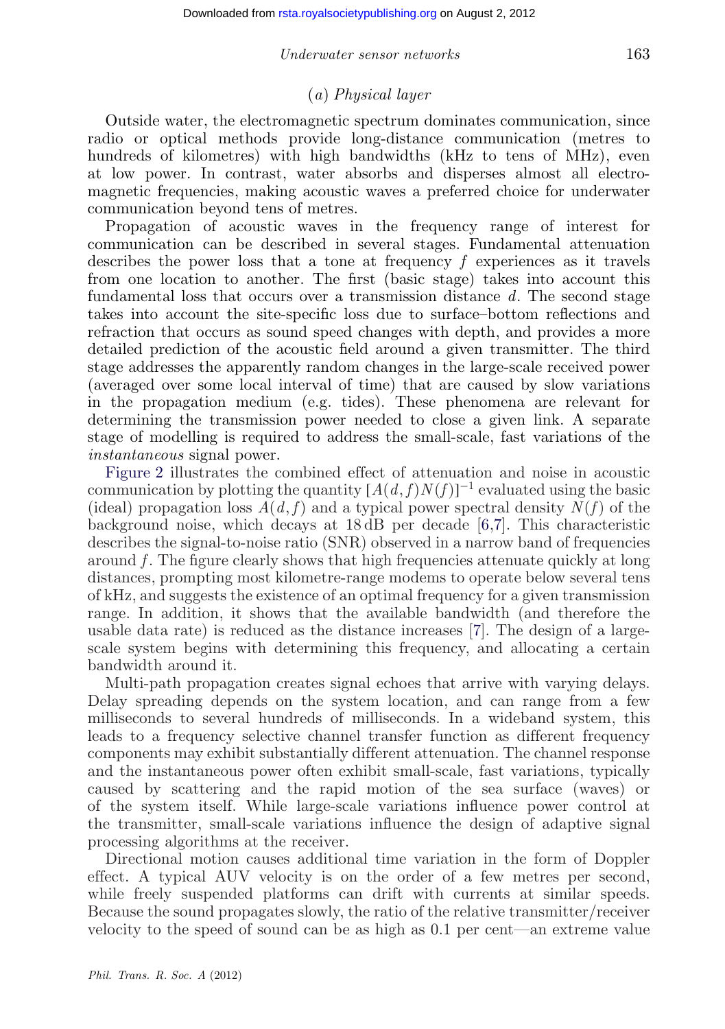### (a) *Physical layer*

Outside water, the electromagnetic spectrum dominates communication, since radio or optical methods provide long-distance communication (metres to hundreds of kilometres) with high bandwidths (kHz to tens of MHz), even at low power. In contrast, water absorbs and disperses almost all electromagnetic frequencies, making acoustic waves a preferred choice for underwater communication beyond tens of metres.

Propagation of acoustic waves in the frequency range of interest for communication can be described in several stages. Fundamental attenuation describes the power loss that a tone at frequency $f$ experiences as it travels from one location to another. The first (basic stage) takes into account this fundamental loss that occurs over a transmission distance $d$. The second stage takes into account the site-specific loss due to surface–bottom reflections and refraction that occurs as sound speed changes with depth, and provides a more detailed prediction of the acoustic field around a given transmitter. The third stage addresses the apparently random changes in the large-scale received power (averaged over some local interval of time) that are caused by slow variations in the propagation medium (e.g. tides). These phenomena are relevant for determining the transmission power needed to close a given link. A separate stage of modelling is required to address the small-scale, fast variations of the *instantaneous* signal power.

Figure 2 illustrates the combined effect of attenuation and noise in acoustic communication by plotting the quantity $[A(d,f)N(f)]^{-1}$ evaluated using the basic (ideal) propagation loss $A(d,f)$ and a typical power spectral density $N(f)$ of the background noise, which decays at 18 dB per decade [6,7]. This characteristic describes the signal-to-noise ratio (SNR) observed in a narrow band of frequencies around $f$. The figure clearly shows that high frequencies attenuate quickly at long distances, prompting most kilometre-range modems to operate below several tens of kHz, and suggests the existence of an optimal frequency for a given transmission range. In addition, it shows that the available bandwidth (and therefore the usable data rate) is reduced as the distance increases [7]. The design of a large-scale system begins with determining this frequency, and allocating a certain bandwidth around it.

Multi-path propagation creates signal echoes that arrive with varying delays. Delay spreading depends on the system location, and can range from a few milliseconds to several hundreds of milliseconds. In a wideband system, this leads to a frequency selective channel transfer function as different frequency components may exhibit substantially different attenuation. The channel response and the instantaneous power often exhibit small-scale, fast variations, typically caused by scattering and the rapid motion of the sea surface (waves) or of the system itself. While large-scale variations influence power control at the transmitter, small-scale variations influence the design of adaptive signal processing algorithms at the receiver.

Directional motion causes additional time variation in the form of Doppler effect. A typical AUV velocity is on the order of a few metres per second, while freely suspended platforms can drift with currents at similar speeds. Because the sound propagates slowly, the ratio of the relative transmitter/receiver velocity to the speed of sound can be as high as 0.1 per cent—an extreme value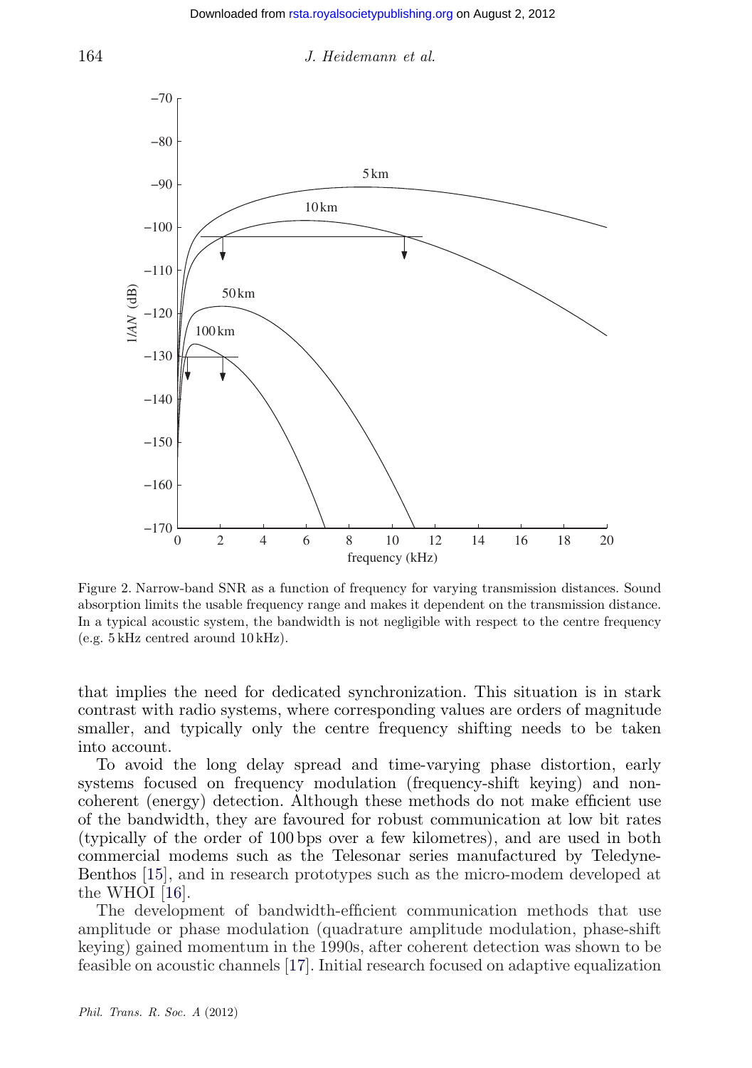Figure 2. Narrow-band SNR as a function of frequency for varying transmission distances. Sound absorption limits the usable frequency range and makes it dependent on the transmission distance. In a typical acoustic system, the bandwidth is not negligible with respect to the centre frequency (e.g. 5 kHz centred around 10 kHz).

that implies the need for dedicated synchronization. This situation is in stark contrast with radio systems, where corresponding values are orders of magnitude smaller, and typically only the centre frequency shifting needs to be taken into account.

To avoid the long delay spread and time-varying phase distortion, early systems focused on frequency modulation (frequency-shift keying) and non-coherent (energy) detection. Although these methods do not make efficient use of the bandwidth, they are favoured for robust communication at low bit rates (typically of the order of 100 bps over a few kilometres), and are used in both commercial modems such as the Telesonar series manufactured by Teledyne-Benthos [15], and in research prototypes such as the micro-modem developed at the WHOI [16].

The development of bandwidth-efficient communication methods that use amplitude or phase modulation (quadrature amplitude modulation, phase-shift keying) gained momentum in the 1990s, after coherent detection was shown to be feasible on acoustic channels [17]. Initial research focused on adaptive equalization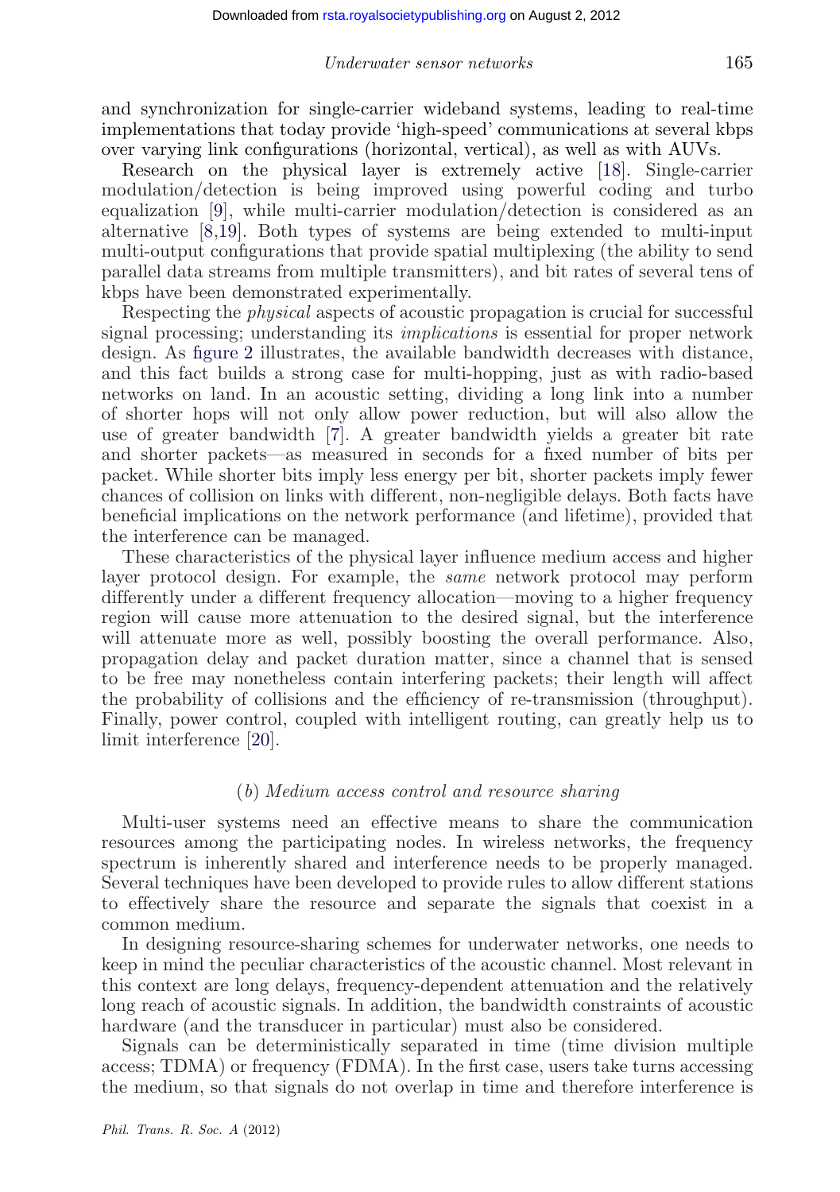and synchronization for single-carrier wideband systems, leading to real-time implementations that today provide 'high-speed' communications at several kbps over varying link configurations (horizontal, vertical), as well as with AUVs.

Research on the physical layer is extremely active [18]. Single-carrier modulation/detection is being improved using powerful coding and turbo equalization [9], while multi-carrier modulation/detection is considered as an alternative [8,19]. Both types of systems are being extended to multi-input multi-output configurations that provide spatial multiplexing (the ability to send parallel data streams from multiple transmitters), and bit rates of several tens of kbps have been demonstrated experimentally.

Respecting the *physical* aspects of acoustic propagation is crucial for successful signal processing; understanding its *implications* is essential for proper network design. As figure 2 illustrates, the available bandwidth decreases with distance, and this fact builds a strong case for multi-hopping, just as with radio-based networks on land. In an acoustic setting, dividing a long link into a number of shorter hops will not only allow power reduction, but will also allow the use of greater bandwidth [7]. A greater bandwidth yields a greater bit rate and shorter packets—as measured in seconds for a fixed number of bits per packet. While shorter bits imply less energy per bit, shorter packets imply fewer chances of collision on links with different, non-negligible delays. Both facts have beneficial implications on the network performance (and lifetime), provided that the interference can be managed.

These characteristics of the physical layer influence medium access and higher layer protocol design. For example, the *same* network protocol may perform differently under a different frequency allocation—moving to a higher frequency region will cause more attenuation to the desired signal, but the interference will attenuate more as well, possibly boosting the overall performance. Also, propagation delay and packet duration matter, since a channel that is sensed to be free may nonetheless contain interfering packets; their length will affect the probability of collisions and the efficiency of re-transmission (throughput). Finally, power control, coupled with intelligent routing, can greatly help us to limit interference [20].

### (*b*) *Medium access control and resource sharing*

Multi-user systems need an effective means to share the communication resources among the participating nodes. In wireless networks, the frequency spectrum is inherently shared and interference needs to be properly managed. Several techniques have been developed to provide rules to allow different stations to effectively share the resource and separate the signals that coexist in a common medium.

In designing resource-sharing schemes for underwater networks, one needs to keep in mind the peculiar characteristics of the acoustic channel. Most relevant in this context are long delays, frequency-dependent attenuation and the relatively long reach of acoustic signals. In addition, the bandwidth constraints of acoustic hardware (and the transducer in particular) must also be considered.

Signals can be deterministically separated in time (time division multiple access; TDMA) or frequency (FDMA). In the first case, users take turns accessing the medium, so that signals do not overlap in time and therefore interference is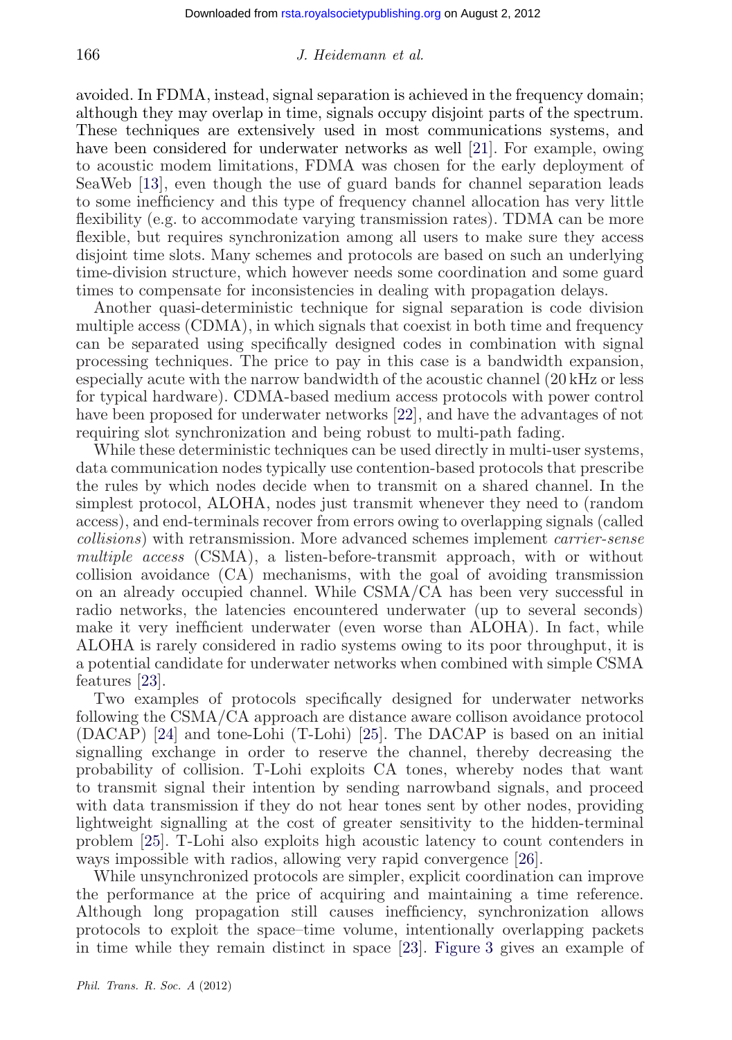avoided. In FDMA, instead, signal separation is achieved in the frequency domain; although they may overlap in time, signals occupy disjoint parts of the spectrum. These techniques are extensively used in most communications systems, and have been considered for underwater networks as well [21]. For example, owing to acoustic modem limitations, FDMA was chosen for the early deployment of SeaWeb [13], even though the use of guard bands for channel separation leads to some inefficiency and this type of frequency channel allocation has very little flexibility (e.g. to accommodate varying transmission rates). TDMA can be more flexible, but requires synchronization among all users to make sure they access disjoint time slots. Many schemes and protocols are based on such an underlying time-division structure, which however needs some coordination and some guard times to compensate for inconsistencies in dealing with propagation delays.

Another quasi-deterministic technique for signal separation is code division multiple access (CDMA), in which signals that coexist in both time and frequency can be separated using specifically designed codes in combination with signal processing techniques. The price to pay in this case is a bandwidth expansion, especially acute with the narrow bandwidth of the acoustic channel (20 kHz or less for typical hardware). CDMA-based medium access protocols with power control have been proposed for underwater networks [22], and have the advantages of not requiring slot synchronization and being robust to multi-path fading.

While these deterministic techniques can be used directly in multi-user systems, data communication nodes typically use contention-based protocols that prescribe the rules by which nodes decide when to transmit on a shared channel. In the simplest protocol, ALOHA, nodes just transmit whenever they need to (random access), and end-terminals recover from errors owing to overlapping signals (called *collisions*) with retransmission. More advanced schemes implement *carrier-sense multiple access* (CSMA), a listen-before-transmit approach, with or without collision avoidance (CA) mechanisms, with the goal of avoiding transmission on an already occupied channel. While CSMA/CA has been very successful in radio networks, the latencies encountered underwater (up to several seconds) make it very inefficient underwater (even worse than ALOHA). In fact, while ALOHA is rarely considered in radio systems owing to its poor throughput, it is a potential candidate for underwater networks when combined with simple CSMA features [23].

Two examples of protocols specifically designed for underwater networks following the CSMA/CA approach are distance aware collison avoidance protocol (DACAP) [24] and tone-Lohi (T-Lohi) [25]. The DACAP is based on an initial signalling exchange in order to reserve the channel, thereby decreasing the probability of collision. T-Lohi exploits CA tones, whereby nodes that want to transmit signal their intention by sending narrowband signals, and proceed with data transmission if they do not hear tones sent by other nodes, providing lightweight signalling at the cost of greater sensitivity to the hidden-terminal problem [25]. T-Lohi also exploits high acoustic latency to count contenders in ways impossible with radios, allowing very rapid convergence [26].

While unsynchronized protocols are simpler, explicit coordination can improve the performance at the price of acquiring and maintaining a time reference. Although long propagation still causes inefficiency, synchronization allows protocols to exploit the space–time volume, intentionally overlapping packets in time while they remain distinct in space [23]. Figure 3 gives an example of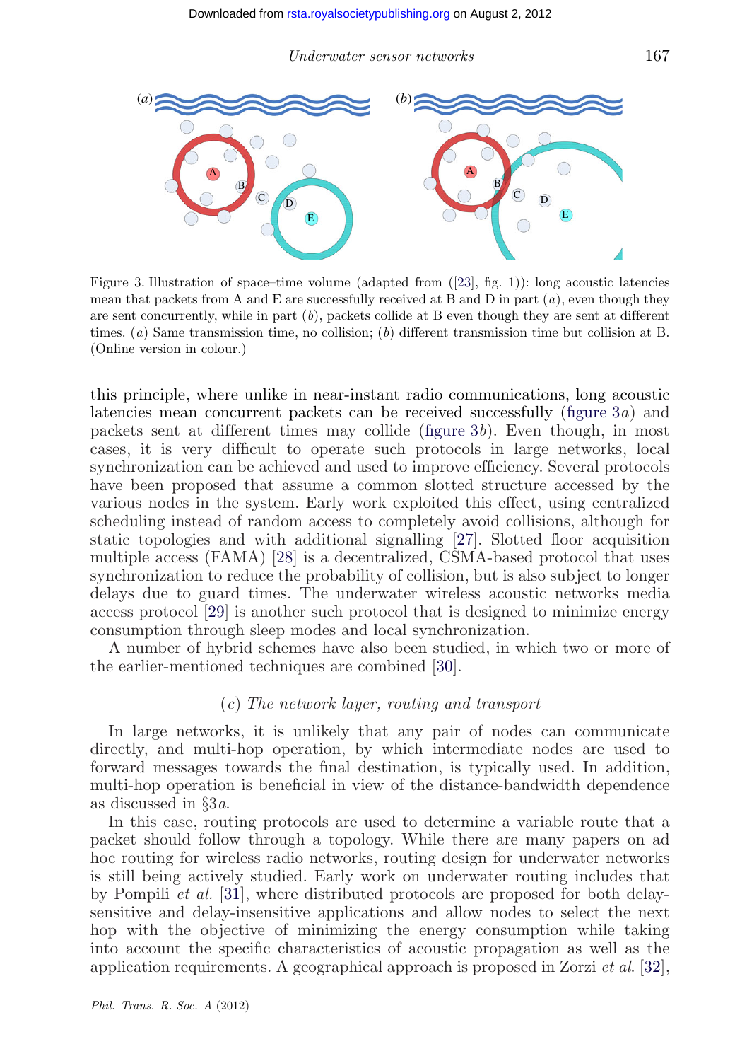Figure 3. Illustration of space–time volume (adapted from ([23], fig. 1)): long acoustic latencies mean that packets from A and E are successfully received at B and D in part (*a*), even though they are sent concurrently, while in part (*b*), packets collide at B even though they are sent at different times. (*a*) Same transmission time, no collision; (*b*) different transmission time but collision at B. (Online version in colour.)

this principle, where unlike in near-instant radio communications, long acoustic latencies mean concurrent packets can be received successfully (figure 3*a*) and packets sent at different times may collide (figure 3*b*). Even though, in most cases, it is very difficult to operate such protocols in large networks, local synchronization can be achieved and used to improve efficiency. Several protocols have been proposed that assume a common slotted structure accessed by the various nodes in the system. Early work exploited this effect, using centralized scheduling instead of random access to completely avoid collisions, although for static topologies and with additional signalling [27]. Slotted floor acquisition multiple access (FAMA) [28] is a decentralized, CSMA-based protocol that uses synchronization to reduce the probability of collision, but is also subject to longer delays due to guard times. The underwater wireless acoustic networks media access protocol [29] is another such protocol that is designed to minimize energy consumption through sleep modes and local synchronization.

A number of hybrid schemes have also been studied, in which two or more of the earlier-mentioned techniques are combined [30].

### (*c*) *The network layer, routing and transport*

In large networks, it is unlikely that any pair of nodes can communicate directly, and multi-hop operation, by which intermediate nodes are used to forward messages towards the final destination, is typically used. In addition, multi-hop operation is beneficial in view of the distance-bandwidth dependence as discussed in §3*a*.

In this case, routing protocols are used to determine a variable route that a packet should follow through a topology. While there are many papers on ad hoc routing for wireless radio networks, routing design for underwater networks is still being actively studied. Early work on underwater routing includes that by Pompili *et al.* [31], where distributed protocols are proposed for both delay-sensitive and delay-insensitive applications and allow nodes to select the next hop with the objective of minimizing the energy consumption while taking into account the specific characteristics of acoustic propagation as well as the application requirements. A geographical approach is proposed in Zorzi *et al.* [32],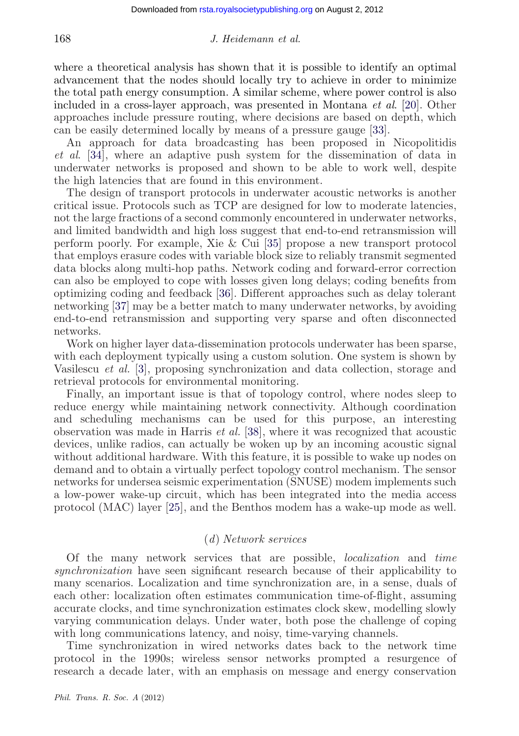where a theoretical analysis has shown that it is possible to identify an optimal advancement that the nodes should locally try to achieve in order to minimize the total path energy consumption. A similar scheme, where power control is also included in a cross-layer approach, was presented in Montana *et al*. [20]. Other approaches include pressure routing, where decisions are based on depth, which can be easily determined locally by means of a pressure gauge [33].

An approach for data broadcasting has been proposed in Nicopolitidis *et al*. [34], where an adaptive push system for the dissemination of data in underwater networks is proposed and shown to be able to work well, despite the high latencies that are found in this environment.

The design of transport protocols in underwater acoustic networks is another critical issue. Protocols such as TCP are designed for low to moderate latencies, not the large fractions of a second commonly encountered in underwater networks, and limited bandwidth and high loss suggest that end-to-end retransmission will perform poorly. For example, Xie & Cui [35] propose a new transport protocol that employs erasure codes with variable block size to reliably transmit segmented data blocks along multi-hop paths. Network coding and forward-error correction can also be employed to cope with losses given long delays; coding benefits from optimizing coding and feedback [36]. Different approaches such as delay tolerant networking [37] may be a better match to many underwater networks, by avoiding end-to-end retransmission and supporting very sparse and often disconnected networks.

Work on higher layer data-dissemination protocols underwater has been sparse, with each deployment typically using a custom solution. One system is shown by Vasilescu *et al.* [3], proposing synchronization and data collection, storage and retrieval protocols for environmental monitoring.

Finally, an important issue is that of topology control, where nodes sleep to reduce energy while maintaining network connectivity. Although coordination and scheduling mechanisms can be used for this purpose, an interesting observation was made in Harris *et al.* [38], where it was recognized that acoustic devices, unlike radios, can actually be woken up by an incoming acoustic signal without additional hardware. With this feature, it is possible to wake up nodes on demand and to obtain a virtually perfect topology control mechanism. The sensor networks for undersea seismic experimentation (SNUSE) modem implements such a low-power wake-up circuit, which has been integrated into the media access protocol (MAC) layer [25], and the Benthos modem has a wake-up mode as well.

### (*d*) *Network services*

Of the many network services that are possible, *localization* and *time synchronization* have seen significant research because of their applicability to many scenarios. Localization and time synchronization are, in a sense, duals of each other: localization often estimates communication time-of-flight, assuming accurate clocks, and time synchronization estimates clock skew, modelling slowly varying communication delays. Under water, both pose the challenge of coping with long communications latency, and noisy, time-varying channels.

Time synchronization in wired networks dates back to the network time protocol in the 1990s; wireless sensor networks prompted a resurgence of research a decade later, with an emphasis on message and energy conservation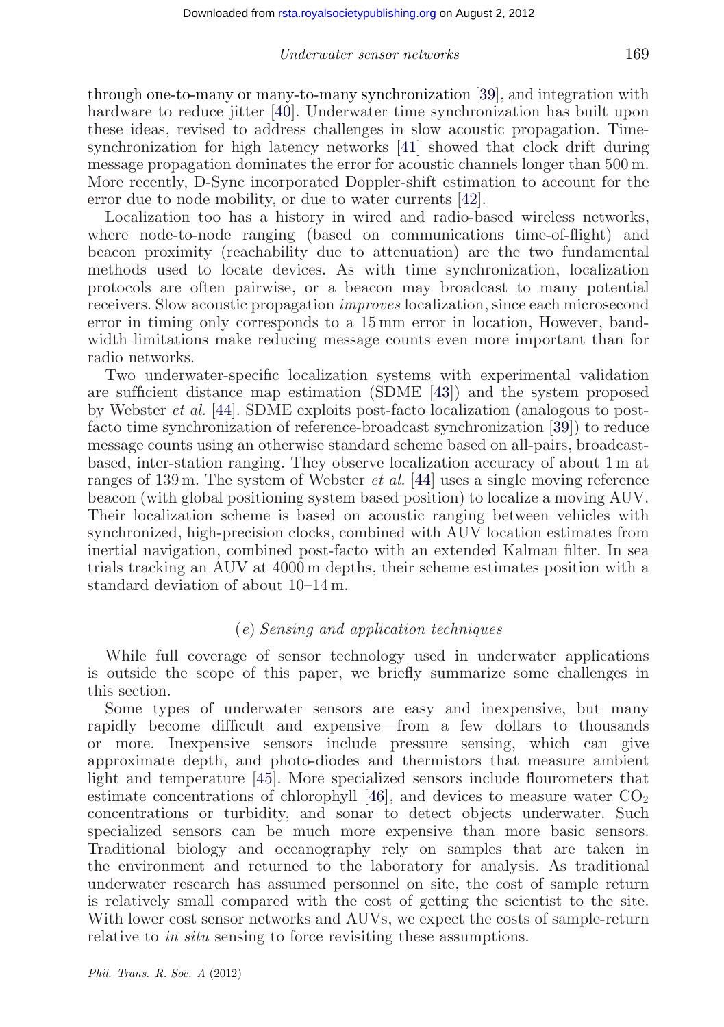through one-to-many or many-to-many synchronization [39], and integration with hardware to reduce jitter [40]. Underwater time synchronization has built upon these ideas, revised to address challenges in slow acoustic propagation. Time-synchronization for high latency networks [41] showed that clock drift during message propagation dominates the error for acoustic channels longer than 500 m. More recently, D-Sync incorporated Doppler-shift estimation to account for the error due to node mobility, or due to water currents [42].

Localization too has a history in wired and radio-based wireless networks, where node-to-node ranging (based on communications time-of-flight) and beacon proximity (reachability due to attenuation) are the two fundamental methods used to locate devices. As with time synchronization, localization protocols are often pairwise, or a beacon may broadcast to many potential receivers. Slow acoustic propagation *improves* localization, since each microsecond error in timing only corresponds to a 15 mm error in location, However, bandwidth limitations make reducing message counts even more important than for radio networks.

Two underwater-specific localization systems with experimental validation are sufficient distance map estimation (SDME [43]) and the system proposed by Webster *et al.* [44]. SDME exploits post-facto localization (analogous to post-facto time synchronization of reference-broadcast synchronization [39]) to reduce message counts using an otherwise standard scheme based on all-pairs, broadcast-based, inter-station ranging. They observe localization accuracy of about 1 m at ranges of 139 m. The system of Webster *et al.* [44] uses a single moving reference beacon (with global positioning system based position) to localize a moving AUV. Their localization scheme is based on acoustic ranging between vehicles with synchronized, high-precision clocks, combined with AUV location estimates from inertial navigation, combined post-facto with an extended Kalman filter. In sea trials tracking an AUV at 4000 m depths, their scheme estimates position with a standard deviation of about 10–14 m.

### (*e*) *Sensing and application techniques*

While full coverage of sensor technology used in underwater applications is outside the scope of this paper, we briefly summarize some challenges in this section.

Some types of underwater sensors are easy and inexpensive, but many rapidly become difficult and expensive—from a few dollars to thousands or more. Inexpensive sensors include pressure sensing, which can give approximate depth, and photo-diodes and thermistors that measure ambient light and temperature [45]. More specialized sensors include flourometers that estimate concentrations of chlorophyll [46], and devices to measure water $CO_2$ concentrations or turbidity, and sonar to detect objects underwater. Such specialized sensors can be much more expensive than more basic sensors. Traditional biology and oceanography rely on samples that are taken in the environment and returned to the laboratory for analysis. As traditional underwater research has assumed personnel on site, the cost of sample return is relatively small compared with the cost of getting the scientist to the site. With lower cost sensor networks and AUVs, we expect the costs of sample-return relative to *in situ* sensing to force revisiting these assumptions.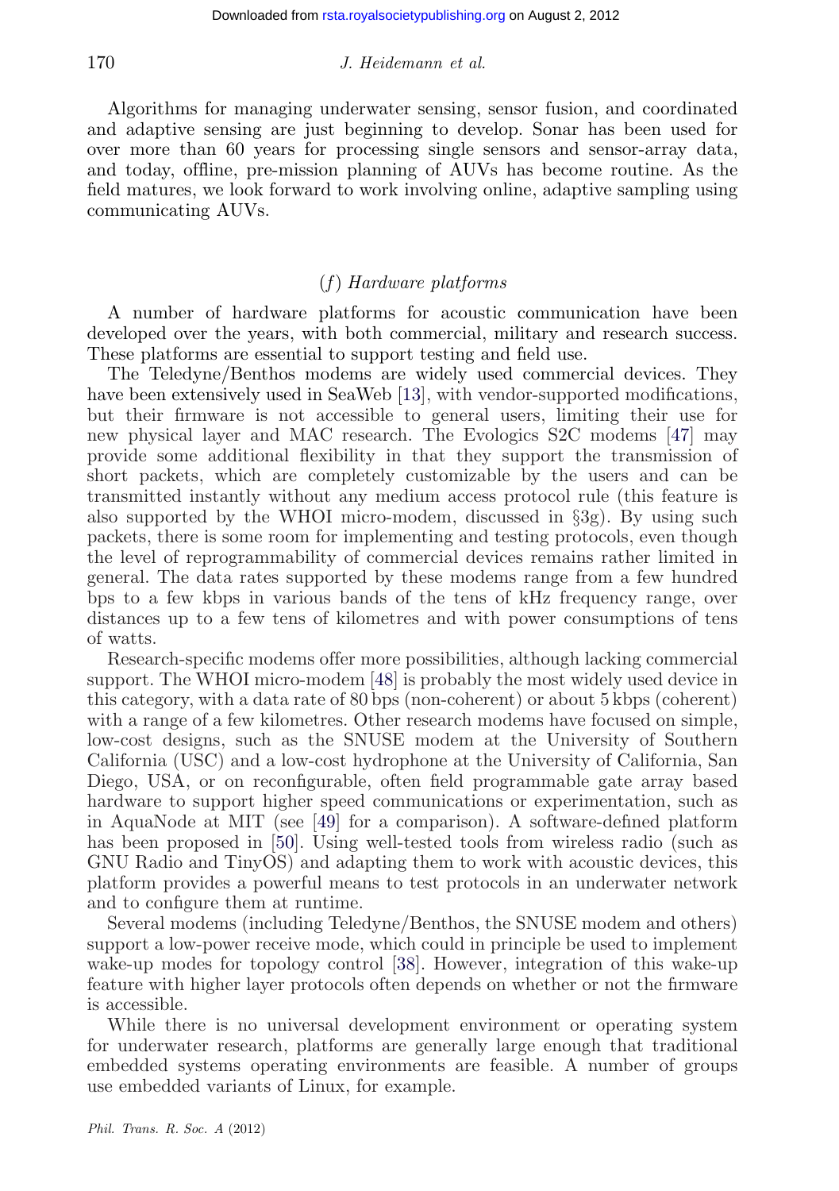Algorithms for managing underwater sensing, sensor fusion, and coordinated and adaptive sensing are just beginning to develop. Sonar has been used for over more than 60 years for processing single sensors and sensor-array data, and today, offline, pre-mission planning of AUVs has become routine. As the field matures, we look forward to work involving online, adaptive sampling using communicating AUVs.

### (*f*) *Hardware platforms*

A number of hardware platforms for acoustic communication have been developed over the years, with both commercial, military and research success. These platforms are essential to support testing and field use.

The Teledyne/Benthos modems are widely used commercial devices. They have been extensively used in SeaWeb [13], with vendor-supported modifications, but their firmware is not accessible to general users, limiting their use for new physical layer and MAC research. The Evologics S2C modems [47] may provide some additional flexibility in that they support the transmission of short packets, which are completely customizable by the users and can be transmitted instantly without any medium access protocol rule (this feature is also supported by the WHOI micro-modem, discussed in §3g). By using such packets, there is some room for implementing and testing protocols, even though the level of reprogrammability of commercial devices remains rather limited in general. The data rates supported by these modems range from a few hundred bps to a few kbps in various bands of the tens of kHz frequency range, over distances up to a few tens of kilometres and with power consumptions of tens of watts.

Research-specific modems offer more possibilities, although lacking commercial support. The WHOI micro-modem [48] is probably the most widely used device in this category, with a data rate of 80 bps (non-coherent) or about 5 kbps (coherent) with a range of a few kilometres. Other research modems have focused on simple, low-cost designs, such as the SNUSE modem at the University of Southern California (USC) and a low-cost hydrophone at the University of California, San Diego, USA, or on reconfigurable, often field programmable gate array based hardware to support higher speed communications or experimentation, such as in AquaNode at MIT (see [49] for a comparison). A software-defined platform has been proposed in [50]. Using well-tested tools from wireless radio (such as GNU Radio and TinyOS) and adapting them to work with acoustic devices, this platform provides a powerful means to test protocols in an underwater network and to configure them at runtime.

Several modems (including Teledyne/Benthos, the SNUSE modem and others) support a low-power receive mode, which could in principle be used to implement wake-up modes for topology control [38]. However, integration of this wake-up feature with higher layer protocols often depends on whether or not the firmware is accessible.

While there is no universal development environment or operating system for underwater research, platforms are generally large enough that traditional embedded systems operating environments are feasible. A number of groups use embedded variants of Linux, for example.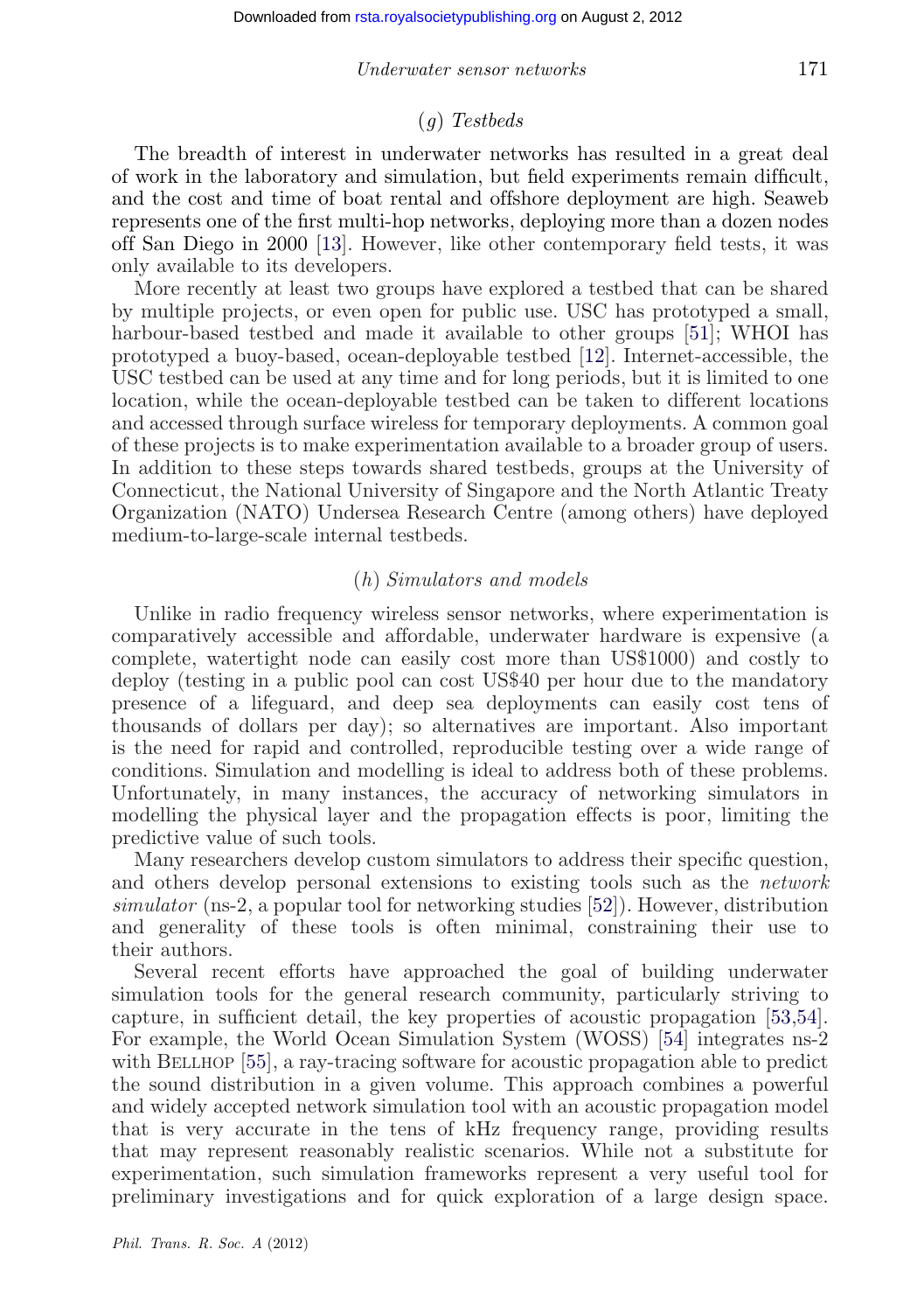### (g) *Testbeds*

The breadth of interest in underwater networks has resulted in a great deal of work in the laboratory and simulation, but field experiments remain difficult, and the cost and time of boat rental and offshore deployment are high. Seaweb represents one of the first multi-hop networks, deploying more than a dozen nodes off San Diego in 2000 [13]. However, like other contemporary field tests, it was only available to its developers.

More recently at least two groups have explored a testbed that can be shared by multiple projects, or even open for public use. USC has prototyped a small, harbour-based testbed and made it available to other groups [51]; WHOI has prototyped a buoy-based, ocean-deployable testbed [12]. Internet-accessible, the USC testbed can be used at any time and for long periods, but it is limited to one location, while the ocean-deployable testbed can be taken to different locations and accessed through surface wireless for temporary deployments. A common goal of these projects is to make experimentation available to a broader group of users. In addition to these steps towards shared testbeds, groups at the University of Connecticut, the National University of Singapore and the North Atlantic Treaty Organization (NATO) Undersea Research Centre (among others) have deployed medium-to-large-scale internal testbeds.

### (h) *Simulators and models*

Unlike in radio frequency wireless sensor networks, where experimentation is comparatively accessible and affordable, underwater hardware is expensive (a complete, watertight node can easily cost more than US$1000) and costly to deploy (testing in a public pool can cost US$40 per hour due to the mandatory presence of a lifeguard, and deep sea deployments can easily cost tens of thousands of dollars per day); so alternatives are important. Also important is the need for rapid and controlled, reproducible testing over a wide range of conditions. Simulation and modelling is ideal to address both of these problems. Unfortunately, in many instances, the accuracy of networking simulators in modelling the physical layer and the propagation effects is poor, limiting the predictive value of such tools.

Many researchers develop custom simulators to address their specific question, and others develop personal extensions to existing tools such as the *network simulator* (ns-2, a popular tool for networking studies [52]). However, distribution and generality of these tools is often minimal, constraining their use to their authors.

Several recent efforts have approached the goal of building underwater simulation tools for the general research community, particularly striving to capture, in sufficient detail, the key properties of acoustic propagation [53,54]. For example, the World Ocean Simulation System (WOSS) [54] integrates ns-2 with Bellhop [55], a ray-tracing software for acoustic propagation able to predict the sound distribution in a given volume. This approach combines a powerful and widely accepted network simulation tool with an acoustic propagation model that is very accurate in the tens of kHz frequency range, providing results that may represent reasonably realistic scenarios. While not a substitute for experimentation, such simulation frameworks represent a very useful tool for preliminary investigations and for quick exploration of a large design space.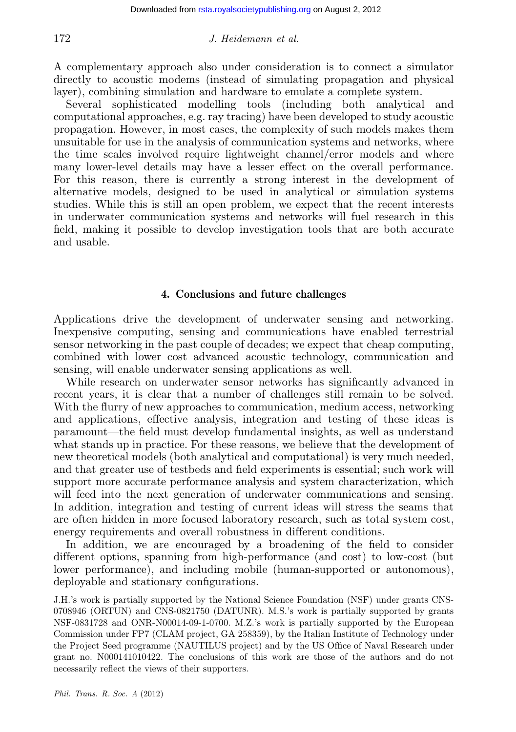A complementary approach also under consideration is to connect a simulator directly to acoustic modems (instead of simulating propagation and physical layer), combining simulation and hardware to emulate a complete system.

Several sophisticated modelling tools (including both analytical and computational approaches, e.g. ray tracing) have been developed to study acoustic propagation. However, in most cases, the complexity of such models makes them unsuitable for use in the analysis of communication systems and networks, where the time scales involved require lightweight channel/error models and where many lower-level details may have a lesser effect on the overall performance. For this reason, there is currently a strong interest in the development of alternative models, designed to be used in analytical or simulation systems studies. While this is still an open problem, we expect that the recent interests in underwater communication systems and networks will fuel research in this field, making it possible to develop investigation tools that are both accurate and usable.

## 4. Conclusions and future challenges

Applications drive the development of underwater sensing and networking. Inexpensive computing, sensing and communications have enabled terrestrial sensor networking in the past couple of decades; we expect that cheap computing, combined with lower cost advanced acoustic technology, communication and sensing, will enable underwater sensing applications as well.

While research on underwater sensor networks has significantly advanced in recent years, it is clear that a number of challenges still remain to be solved. With the flurry of new approaches to communication, medium access, networking and applications, effective analysis, integration and testing of these ideas is paramount—the field must develop fundamental insights, as well as understand what stands up in practice. For these reasons, we believe that the development of new theoretical models (both analytical and computational) is very much needed, and that greater use of testbeds and field experiments is essential; such work will support more accurate performance analysis and system characterization, which will feed into the next generation of underwater communications and sensing. In addition, integration and testing of current ideas will stress the seams that are often hidden in more focused laboratory research, such as total system cost, energy requirements and overall robustness in different conditions.

In addition, we are encouraged by a broadening of the field to consider different options, spanning from high-performance (and cost) to low-cost (but lower performance), and including mobile (human-supported or autonomous), deployable and stationary configurations.

J.H.'s work is partially supported by the National Science Foundation (NSF) under grants CNS-0708946 (ORTUN) and CNS-0821750 (DATUNR). M.S.'s work is partially supported by grants NSF-0831728 and ONR-N00014-09-1-0700. M.Z.'s work is partially supported by the European Commission under FP7 (CLAM project, GA 258359), by the Italian Institute of Technology under the Project Seed programme (NAUTILUS project) and by the US Office of Naval Research under grant no. N000141010422. The conclusions of this work are those of the authors and do not necessarily reflect the views of their supporters.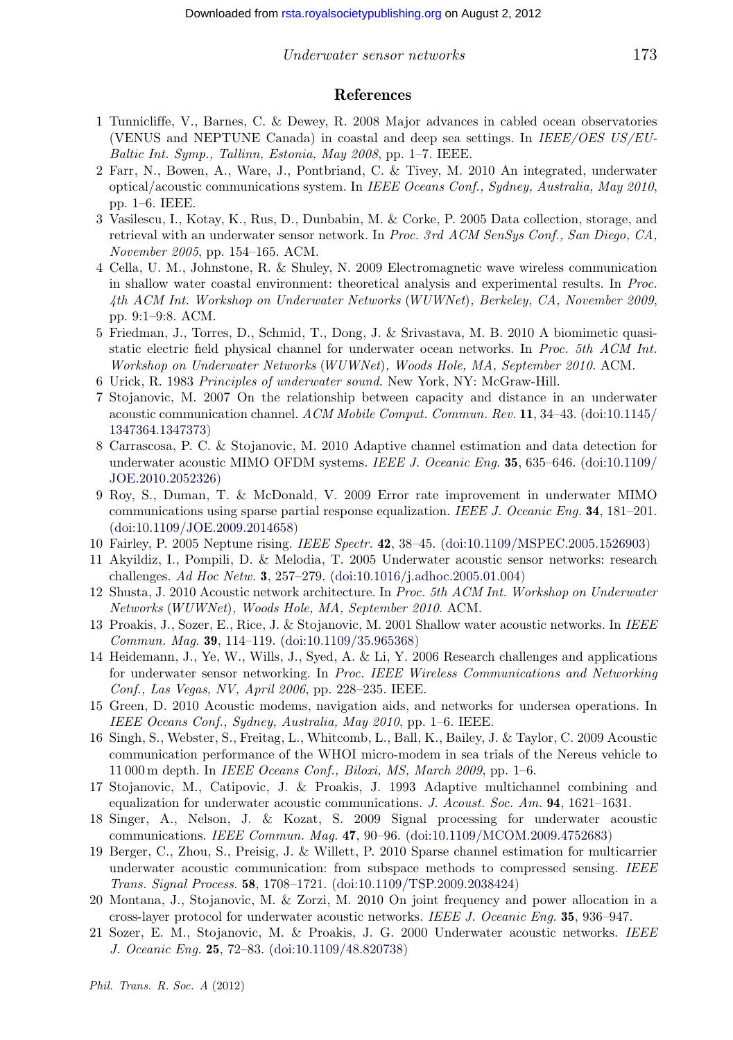## References

1 Tunnicliffe, V., Barnes, C. & Dewey, R. 2008 Major advances in cabled ocean observatories (VENUS and NEPTUNE Canada) in coastal and deep sea settings. In *IEEE/OES US/EU-Baltic Int. Symp., Tallinn, Estonia, May 2008*, pp. 1–7. IEEE.

2 Farr, N., Bowen, A., Ware, J., Pontbriand, C. & Tivey, M. 2010 An integrated, underwater optical/acoustic communications system. In *IEEE Oceans Conf., Sydney, Australia, May 2010*, pp. 1–6. IEEE.

3 Vasilescu, I., Kotay, K., Rus, D., Dunbabin, M. & Corke, P. 2005 Data collection, storage, and retrieval with an underwater sensor network. In *Proc. 3rd ACM SenSys Conf., San Diego, CA, November 2005*, pp. 154–165. ACM.

4 Cella, U. M., Johnstone, R. & Shuley, N. 2009 Electromagnetic wave wireless communication in shallow water coastal environment: theoretical analysis and experimental results. In *Proc. 4th ACM Int. Workshop on Underwater Networks (WUWNet), Berkeley, CA, November 2009*, pp. 9:1–9:8. ACM.

5 Friedman, J., Torres, D., Schmid, T., Dong, J. & Srivastava, M. B. 2010 A biomimetic quasi-static electric field physical channel for underwater ocean networks. In *Proc. 5th ACM Int. Workshop on Underwater Networks (WUWNet), Woods Hole, MA, September 2010*. ACM.

6 Urick, R. 1983 *Principles of underwater sound*. New York, NY: McGraw-Hill.

7 Stojanovic, M. 2007 On the relationship between capacity and distance in an underwater acoustic communication channel. *ACM Mobile Comput. Commun. Rev.* **11**, 34–43. (doi:10.1145/1347364.1347373)

8 Carrascosa, P. C. & Stojanovic, M. 2010 Adaptive channel estimation and data detection for underwater acoustic MIMO OFDM systems. *IEEE J. Oceanic Eng.* **35**, 635–646. (doi:10.1109/JOE.2010.2052326)

9 Roy, S., Duman, T. & McDonald, V. 2009 Error rate improvement in underwater MIMO communications using sparse partial response equalization. *IEEE J. Oceanic Eng.* **34**, 181–201. (doi:10.1109/JOE.2009.2014658)

10 Fairley, P. 2005 Neptune rising. *IEEE Spectr.* **42**, 38–45. (doi:10.1109/MSPEC.2005.1526903)

11 Akyildiz, I., Pompili, D. & Melodia, T. 2005 Underwater acoustic sensor networks: research challenges. *Ad Hoc Netw.* **3**, 257–279. (doi:10.1016/j.adhoc.2005.01.004)

12 Shusta, J. 2010 Acoustic network architecture. In *Proc. 5th ACM Int. Workshop on Underwater Networks (WUWNet), Woods Hole, MA, September 2010*. ACM.

13 Proakis, J., Sozer, E., Rice, J. & Stojanovic, M. 2001 Shallow water acoustic networks. In *IEEE Commun. Mag.* **39**, 114–119. (doi:10.1109/35.965368)

14 Heidemann, J., Ye, W., Wills, J., Syed, A. & Li, Y. 2006 Research challenges and applications for underwater sensor networking. In *Proc. IEEE Wireless Communications and Networking Conf., Las Vegas, NV, April 2006*, pp. 228–235. IEEE.

15 Green, D. 2010 Acoustic modems, navigation aids, and networks for undersea operations. In *IEEE Oceans Conf., Sydney, Australia, May 2010*, pp. 1–6. IEEE.

16 Singh, S., Webster, S., Freitag, L., Whitcomb, L., Ball, K., Bailey, J. & Taylor, C. 2009 Acoustic communication performance of the WHOI micro-modem in sea trials of the Nereus vehicle to 11 000 m depth. In *IEEE Oceans Conf., Biloxi, MS, March 2009*, pp. 1–6.

17 Stojanovic, M., Catipovic, J. & Proakis, J. 1993 Adaptive multichannel combining and equalization for underwater acoustic communications. *J. Acoust. Soc. Am.* **94**, 1621–1631.

18 Singer, A., Nelson, J. & Kozat, S. 2009 Signal processing for underwater acoustic communications. *IEEE Commun. Mag.* **47**, 90–96. (doi:10.1109/MCOM.2009.4752683)

19 Berger, C., Zhou, S., Preisig, J. & Willett, P. 2010 Sparse channel estimation for multicarrier underwater acoustic communication: from subspace methods to compressed sensing. *IEEE Trans. Signal Process.* **58**, 1708–1721. (doi:10.1109/TSP.2009.2038424)

20 Montana, J., Stojanovic, M. & Zorzi, M. 2010 On joint frequency and power allocation in a cross-layer protocol for underwater acoustic networks. *IEEE J. Oceanic Eng.* **35**, 936–947.

21 Sozer, E. M., Stojanovic, M. & Proakis, J. G. 2000 Underwater acoustic networks. *IEEE J. Oceanic Eng.* **25**, 72–83. (doi:10.1109/48.820738)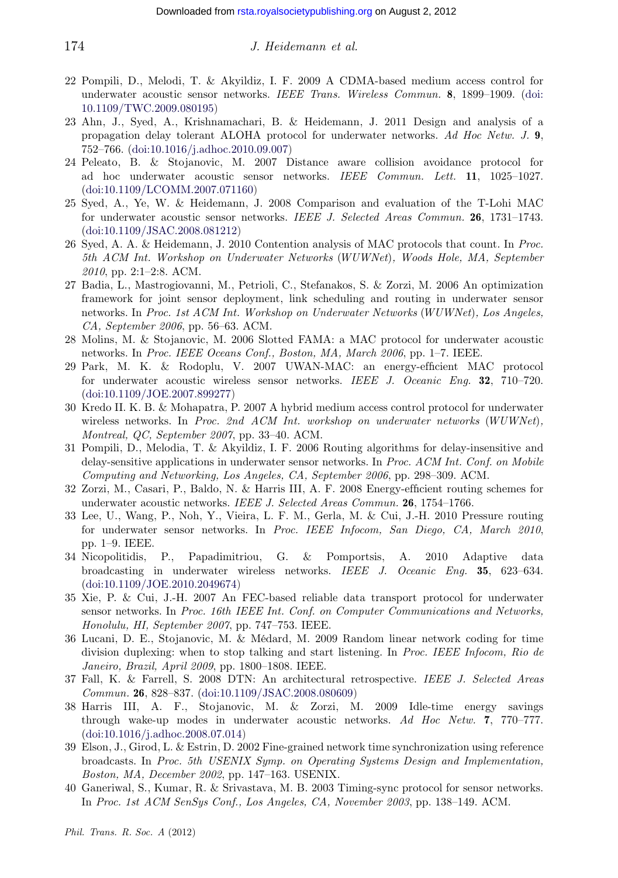22 Pompili, D., Melodi, T. & Akyildiz, I. F. 2009 A CDMA-based medium access control for underwater acoustic sensor networks. *IEEE Trans. Wireless Commun.* **8**, 1899–1909. (doi:10.1109/TWC.2009.080195)

23 Ahn, J., Syed, A., Krishnamachari, B. & Heidemann, J. 2011 Design and analysis of a propagation delay tolerant ALOHA protocol for underwater networks. *Ad Hoc Netw. J.* **9**, 752–766. (doi:10.1016/j.adhoc.2010.09.007)

24 Peleato, B. & Stojanovic, M. 2007 Distance aware collision avoidance protocol for ad hoc underwater acoustic sensor networks. *IEEE Commun. Lett.* **11**, 1025–1027. (doi:10.1109/LCOMM.2007.071160)

25 Syed, A., Ye, W. & Heidemann, J. 2008 Comparison and evaluation of the T-Lohi MAC for underwater acoustic sensor networks. *IEEE J. Selected Areas Commun.* **26**, 1731–1743. (doi:10.1109/JSAC.2008.081212)

26 Syed, A. A. & Heidemann, J. 2010 Contention analysis of MAC protocols that count. In *Proc. 5th ACM Int. Workshop on Underwater Networks (WUWNet), Woods Hole, MA, September 2010*, pp. 2:1–2:8. ACM.

27 Badia, L., Mastrogiovanni, M., Petrioli, C., Stefanakos, S. & Zorzi, M. 2006 An optimization framework for joint sensor deployment, link scheduling and routing in underwater sensor networks. In *Proc. 1st ACM Int. Workshop on Underwater Networks (WUWNet), Los Angeles, CA, September 2006*, pp. 56–63. ACM.

28 Molins, M. & Stojanovic, M. 2006 Slotted FAMA: a MAC protocol for underwater acoustic networks. In *Proc. IEEE Oceans Conf., Boston, MA, March 2006*, pp. 1–7. IEEE.

29 Park, M. K. & Rodoplu, V. 2007 UWAN-MAC: an energy-efficient MAC protocol for underwater acoustic wireless sensor networks. *IEEE J. Oceanic Eng.* **32**, 710–720. (doi:10.1109/JOE.2007.899277)

30 Kredo II. K. B. & Mohapatra, P. 2007 A hybrid medium access control protocol for underwater wireless networks. In *Proc. 2nd ACM Int. workshop on underwater networks (WUWNet), Montreal, QC, September 2007*, pp. 33–40. ACM.

31 Pompili, D., Melodia, T. & Akyildiz, I. F. 2006 Routing algorithms for delay-insensitive and delay-sensitive applications in underwater sensor networks. In *Proc. ACM Int. Conf. on Mobile Computing and Networking, Los Angeles, CA, September 2006*, pp. 298–309. ACM.

32 Zorzi, M., Casari, P., Baldo, N. & Harris III, A. F. 2008 Energy-efficient routing schemes for underwater acoustic networks. *IEEE J. Selected Areas Commun.* **26**, 1754–1766.

33 Lee, U., Wang, P., Noh, Y., Vieira, L. F. M., Gerla, M. & Cui, J.-H. 2010 Pressure routing for underwater sensor networks. In *Proc. IEEE Infocom, San Diego, CA, March 2010*, pp. 1–9. IEEE.

34 Nicopolitidis, P., Papadimitriou, G. & Pomportsis, A. 2010 Adaptive data broadcasting in underwater wireless networks. *IEEE J. Oceanic Eng.* **35**, 623–634. (doi:10.1109/JOE.2010.2049674)

35 Xie, P. & Cui, J.-H. 2007 An FEC-based reliable data transport protocol for underwater sensor networks. In *Proc. 16th IEEE Int. Conf. on Computer Communications and Networks, Honolulu, HI, September 2007*, pp. 747–753. IEEE.

36 Lucani, D. E., Stojanovic, M. & Médard, M. 2009 Random linear network coding for time division duplexing: when to stop talking and start listening. In *Proc. IEEE Infocom, Rio de Janeiro, Brazil, April 2009*, pp. 1800–1808. IEEE.

37 Fall, K. & Farrell, S. 2008 DTN: An architectural retrospective. *IEEE J. Selected Areas Commun.* **26**, 828–837. (doi:10.1109/JSAC.2008.080609)

38 Harris III, A. F., Stojanovic, M. & Zorzi, M. 2009 Idle-time energy savings through wake-up modes in underwater acoustic networks. *Ad Hoc Netw.* **7**, 770–777. (doi:10.1016/j.adhoc.2008.07.014)

39 Elson, J., Girod, L. & Estrin, D. 2002 Fine-grained network time synchronization using reference broadcasts. In *Proc. 5th USENIX Symp. on Operating Systems Design and Implementation, Boston, MA, December 2002*, pp. 147–163. USENIX.

40 Ganeriwal, S., Kumar, R. & Srivastava, M. B. 2003 Timing-sync protocol for sensor networks. In *Proc. 1st ACM SenSys Conf., Los Angeles, CA, November 2003*, pp. 138–149. ACM.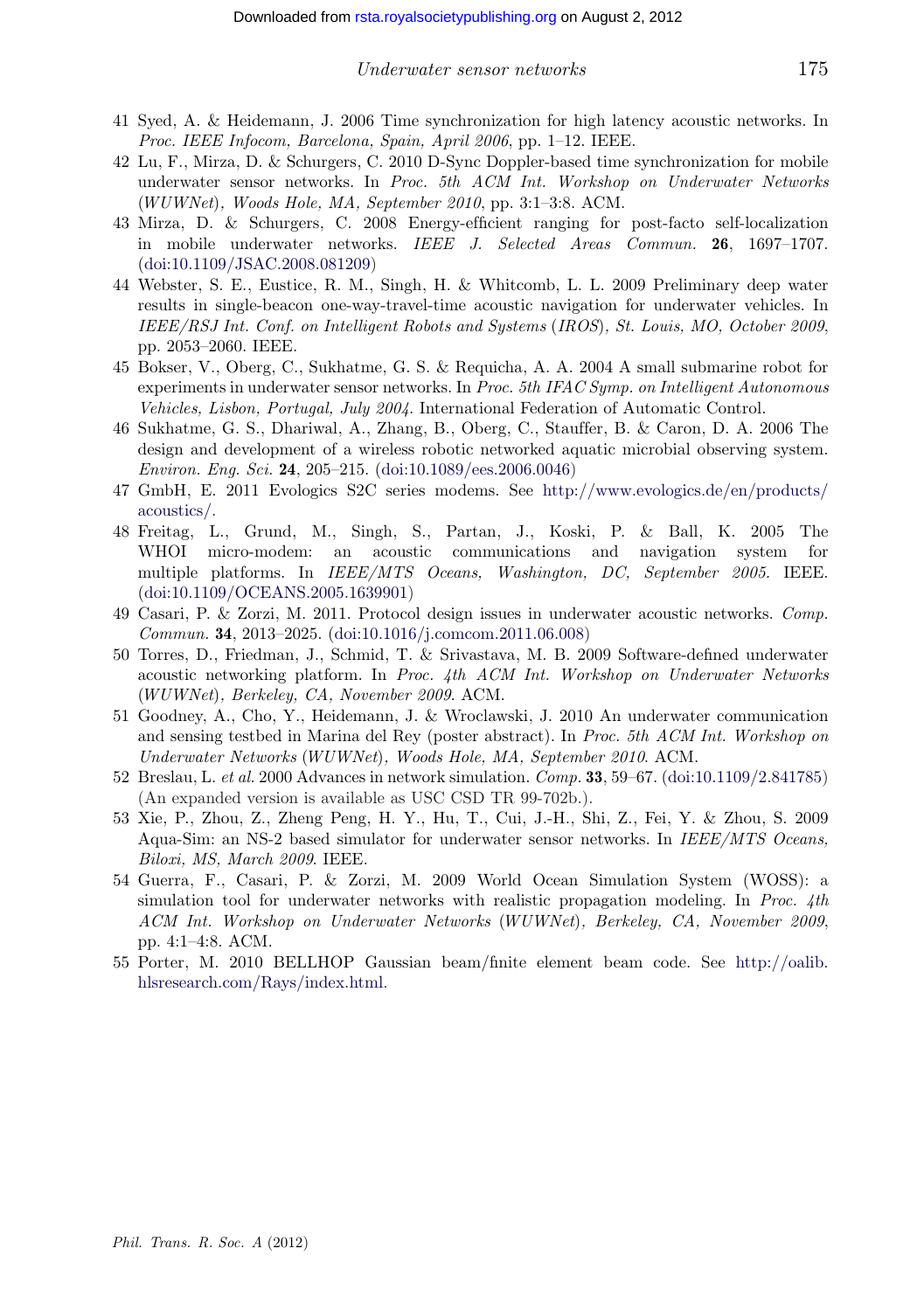41 Syed, A. & Heidemann, J. 2006 Time synchronization for high latency acoustic networks. In *Proc. IEEE Infocom, Barcelona, Spain, April 2006*, pp. 1–12. IEEE.

42 Lu, F., Mirza, D. & Schurgers, C. 2010 D-Sync Doppler-based time synchronization for mobile underwater sensor networks. In *Proc. 5th ACM Int. Workshop on Underwater Networks* (*WUWNet*)*, Woods Hole, MA, September 2010*, pp. 3:1–3:8. ACM.

43 Mirza, D. & Schurgers, C. 2008 Energy-efficient ranging for post-facto self-localization in mobile underwater networks. *IEEE J. Selected Areas Commun.* **26**, 1697–1707. (doi:10.1109/JSAC.2008.081209)

44 Webster, S. E., Eustice, R. M., Singh, H. & Whitcomb, L. L. 2009 Preliminary deep water results in single-beacon one-way-travel-time acoustic navigation for underwater vehicles. In *IEEE/RSJ Int. Conf. on Intelligent Robots and Systems* (*IROS*)*, St. Louis, MO, October 2009*, pp. 2053–2060. IEEE.

45 Bokser, V., Oberg, C., Sukhatme, G. S. & Requicha, A. A. 2004 A small submarine robot for experiments in underwater sensor networks. In *Proc. 5th IFAC Symp. on Intelligent Autonomous Vehicles, Lisbon, Portugal, July 2004*. International Federation of Automatic Control.

46 Sukhatme, G. S., Dhariwal, A., Zhang, B., Oberg, C., Stauffer, B. & Caron, D. A. 2006 The design and development of a wireless robotic networked aquatic microbial observing system. *Environ. Eng. Sci.* **24**, 205–215. (doi:10.1089/ees.2006.0046)

47 GmbH, E. 2011 Evologics S2C series modems. See http://www.evologics.de/en/products/acoustics/.

48 Freitag, L., Grund, M., Singh, S., Partan, J., Koski, P. & Ball, K. 2005 The WHOI micro-modem: an acoustic communications and navigation system for multiple platforms. In *IEEE/MTS Oceans, Washington, DC, September 2005.* IEEE. (doi:10.1109/OCEANS.2005.1639901)

49 Casari, P. & Zorzi, M. 2011. Protocol design issues in underwater acoustic networks. *Comp. Commun.* **34**, 2013–2025. (doi:10.1016/j.comcom.2011.06.008)

50 Torres, D., Friedman, J., Schmid, T. & Srivastava, M. B. 2009 Software-defined underwater acoustic networking platform. In *Proc. 4th ACM Int. Workshop on Underwater Networks* (*WUWNet*)*, Berkeley, CA, November 2009*. ACM.

51 Goodney, A., Cho, Y., Heidemann, J. & Wroclawski, J. 2010 An underwater communication and sensing testbed in Marina del Rey (poster abstract). In *Proc. 5th ACM Int. Workshop on Underwater Networks* (*WUWNet*)*, Woods Hole, MA, September 2010*. ACM.

52 Breslau, L. *et al.* 2000 Advances in network simulation. *Comp.* **33**, 59–67. (doi:10.1109/2.841785) (An expanded version is available as USC CSD TR 99-702b.).

53 Xie, P., Zhou, Z., Zheng Peng, H. Y., Hu, T., Cui, J.-H., Shi, Z., Fei, Y. & Zhou, S. 2009 Aqua-Sim: an NS-2 based simulator for underwater sensor networks. In *IEEE/MTS Oceans, Biloxi, MS, March 2009*. IEEE.

54 Guerra, F., Casari, P. & Zorzi, M. 2009 World Ocean Simulation System (WOSS): a simulation tool for underwater networks with realistic propagation modeling. In *Proc. 4th ACM Int. Workshop on Underwater Networks* (*WUWNet*)*, Berkeley, CA, November 2009*, pp. 4:1–4:8. ACM.

55 Porter, M. 2010 BELLHOP Gaussian beam/finite element beam code. See http://oalib.hlsresearch.com/Rays/index.html.